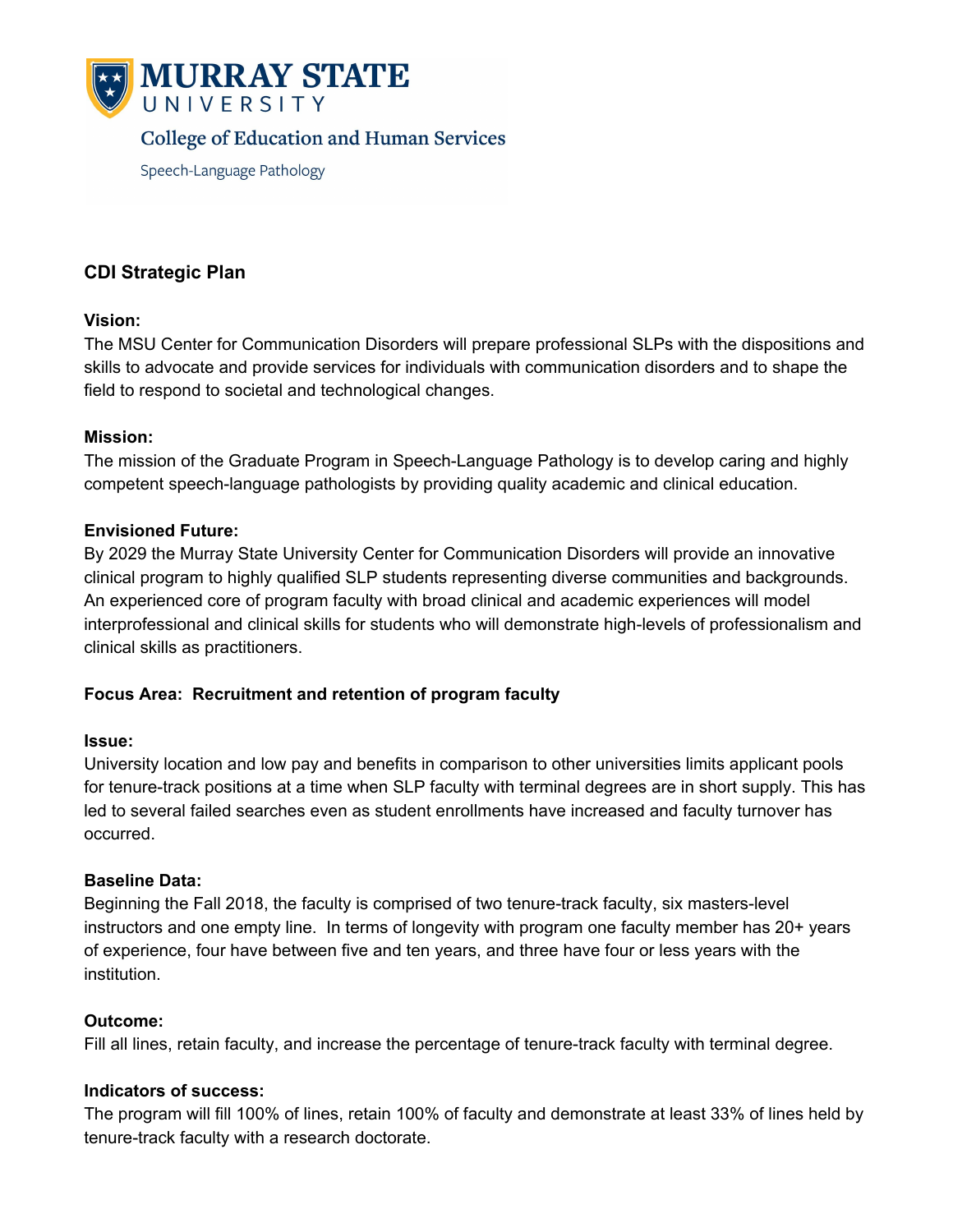MURRAY STATE UNIVERSITY

College of Education and Human Services

Speech-Language Pathology

## CDI Strategic Plan

**Vision:**
The MSU Center for Communication Disorders will prepare professional SLPs with the dispositions and skills to advocate and provide services for individuals with communication disorders and to shape the field to respond to societal and technological changes.

**Mission:**
The mission of the Graduate Program in Speech-Language Pathology is to develop caring and highly competent speech-language pathologists by providing quality academic and clinical education.

**Envisioned Future:**
By 2029 the Murray State University Center for Communication Disorders will provide an innovative clinical program to highly qualified SLP students representing diverse communities and backgrounds. An experienced core of program faculty with broad clinical and academic experiences will model interprofessional and clinical skills for students who will demonstrate high-levels of professionalism and clinical skills as practitioners.

**Focus Area: Recruitment and retention of program faculty**

**Issue:**
University location and low pay and benefits in comparison to other universities limits applicant pools for tenure-track positions at a time when SLP faculty with terminal degrees are in short supply. This has led to several failed searches even as student enrollments have increased and faculty turnover has occurred.

**Baseline Data:**
Beginning the Fall 2018, the faculty is comprised of two tenure-track faculty, six masters-level instructors and one empty line. In terms of longevity with program one faculty member has 20+ years of experience, four have between five and ten years, and three have four or less years with the institution.

**Outcome:**
Fill all lines, retain faculty, and increase the percentage of tenure-track faculty with terminal degree.

**Indicators of success:**
The program will fill 100% of lines, retain 100% of faculty and demonstrate at least 33% of lines held by tenure-track faculty with a research doctorate.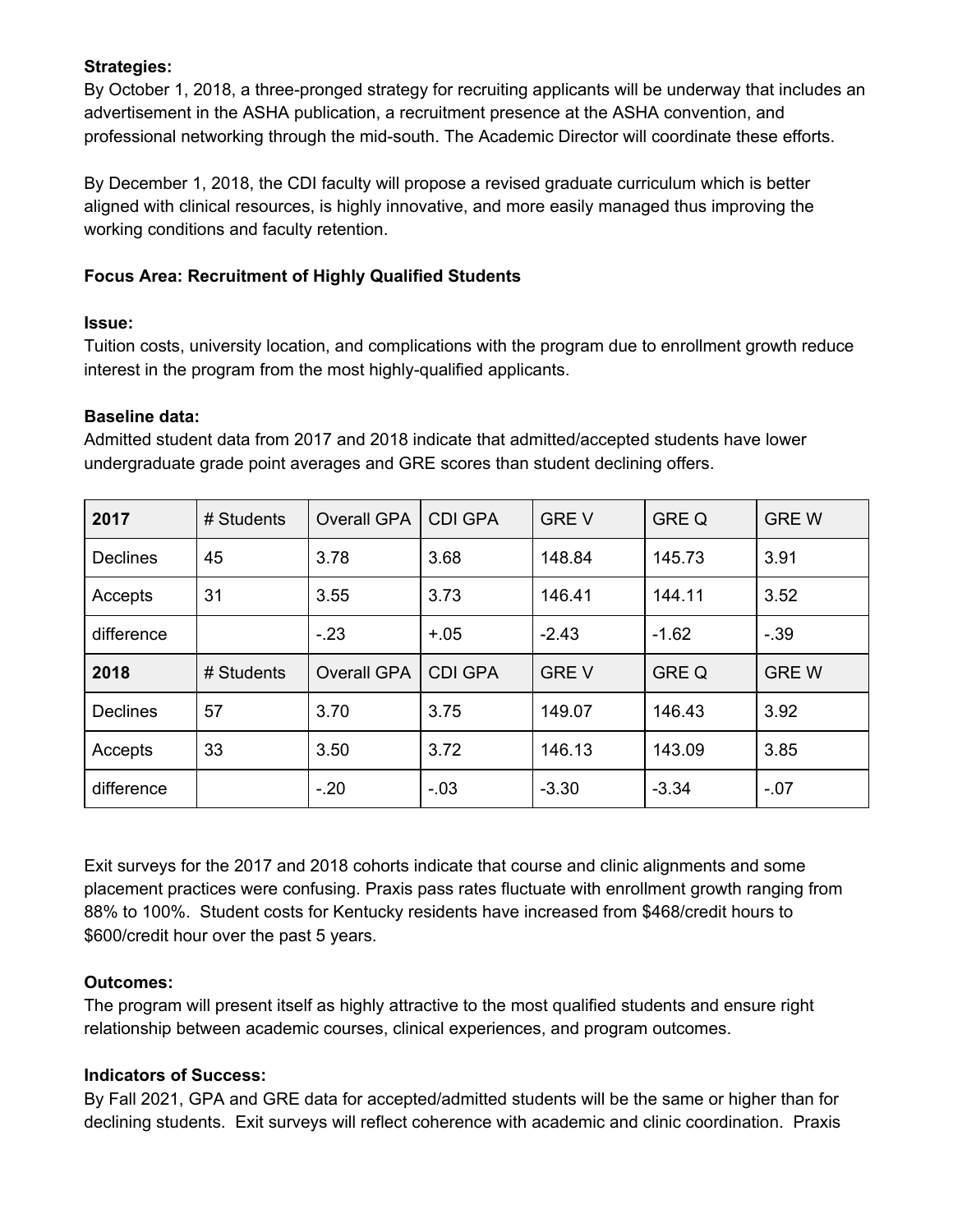**Strategies:**
By October 1, 2018, a three-pronged strategy for recruiting applicants will be underway that includes an advertisement in the ASHA publication, a recruitment presence at the ASHA convention, and professional networking through the mid-south. The Academic Director will coordinate these efforts.

By December 1, 2018, the CDI faculty will propose a revised graduate curriculum which is better aligned with clinical resources, is highly innovative, and more easily managed thus improving the working conditions and faculty retention.

**Focus Area: Recruitment of Highly Qualified Students**

**Issue:**
Tuition costs, university location, and complications with the program due to enrollment growth reduce interest in the program from the most highly-qualified applicants.

**Baseline data:**
Admitted student data from 2017 and 2018 indicate that admitted/accepted students have lower undergraduate grade point averages and GRE scores than student declining offers.

| **2017** | # Students | Overall GPA | CDI GPA | GRE V | GRE Q | GRE W |
|---|---|---|---|---|---|---|
| Declines | 45 | 3.78 | 3.68 | 148.84 | 145.73 | 3.91 |
| Accepts | 31 | 3.55 | 3.73 | 146.41 | 144.11 | 3.52 |
| difference | | -.23 | +.05 | -2.43 | -1.62 | -.39 |
| **2018** | # Students | Overall GPA | CDI GPA | GRE V | GRE Q | GRE W |
| Declines | 57 | 3.70 | 3.75 | 149.07 | 146.43 | 3.92 |
| Accepts | 33 | 3.50 | 3.72 | 146.13 | 143.09 | 3.85 |
| difference | | -.20 | -.03 | -3.30 | -3.34 | -.07 |

Exit surveys for the 2017 and 2018 cohorts indicate that course and clinic alignments and some placement practices were confusing. Praxis pass rates fluctuate with enrollment growth ranging from 88% to 100%. Student costs for Kentucky residents have increased from $468/credit hours to $600/credit hour over the past 5 years.

**Outcomes:**
The program will present itself as highly attractive to the most qualified students and ensure right relationship between academic courses, clinical experiences, and program outcomes.

**Indicators of Success:**
By Fall 2021, GPA and GRE data for accepted/admitted students will be the same or higher than for declining students. Exit surveys will reflect coherence with academic and clinic coordination. Praxis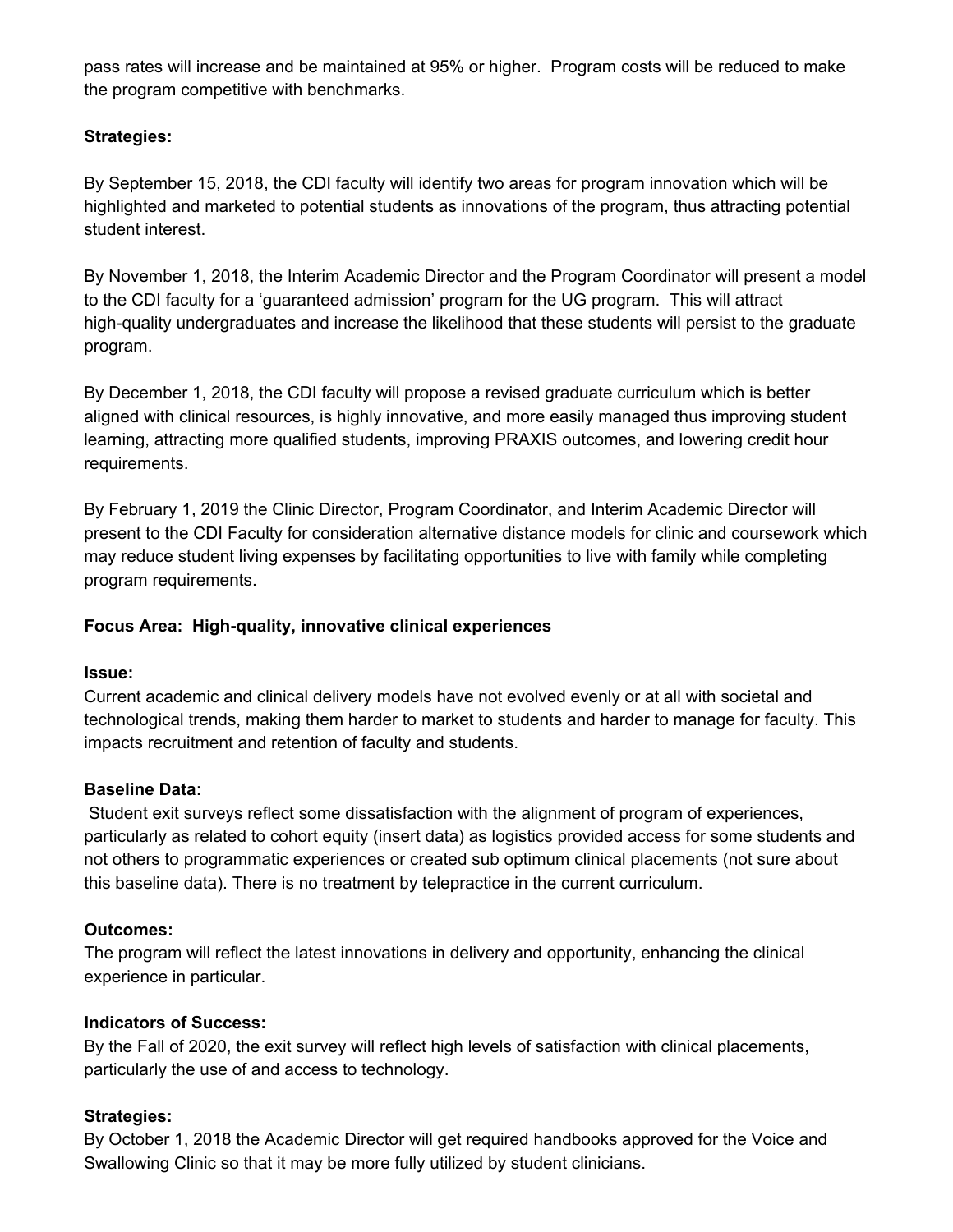pass rates will increase and be maintained at 95% or higher. Program costs will be reduced to make the program competitive with benchmarks.

**Strategies:**

By September 15, 2018, the CDI faculty will identify two areas for program innovation which will be highlighted and marketed to potential students as innovations of the program, thus attracting potential student interest.

By November 1, 2018, the Interim Academic Director and the Program Coordinator will present a model to the CDI faculty for a 'guaranteed admission' program for the UG program. This will attract high-quality undergraduates and increase the likelihood that these students will persist to the graduate program.

By December 1, 2018, the CDI faculty will propose a revised graduate curriculum which is better aligned with clinical resources, is highly innovative, and more easily managed thus improving student learning, attracting more qualified students, improving PRAXIS outcomes, and lowering credit hour requirements.

By February 1, 2019 the Clinic Director, Program Coordinator, and Interim Academic Director will present to the CDI Faculty for consideration alternative distance models for clinic and coursework which may reduce student living expenses by facilitating opportunities to live with family while completing program requirements.

**Focus Area: High-quality, innovative clinical experiences**

**Issue:**
Current academic and clinical delivery models have not evolved evenly or at all with societal and technological trends, making them harder to market to students and harder to manage for faculty. This impacts recruitment and retention of faculty and students.

**Baseline Data:**
Student exit surveys reflect some dissatisfaction with the alignment of program of experiences, particularly as related to cohort equity (insert data) as logistics provided access for some students and not others to programmatic experiences or created sub optimum clinical placements (not sure about this baseline data). There is no treatment by telepractice in the current curriculum.

**Outcomes:**
The program will reflect the latest innovations in delivery and opportunity, enhancing the clinical experience in particular.

**Indicators of Success:**
By the Fall of 2020, the exit survey will reflect high levels of satisfaction with clinical placements, particularly the use of and access to technology.

**Strategies:**
By October 1, 2018 the Academic Director will get required handbooks approved for the Voice and Swallowing Clinic so that it may be more fully utilized by student clinicians.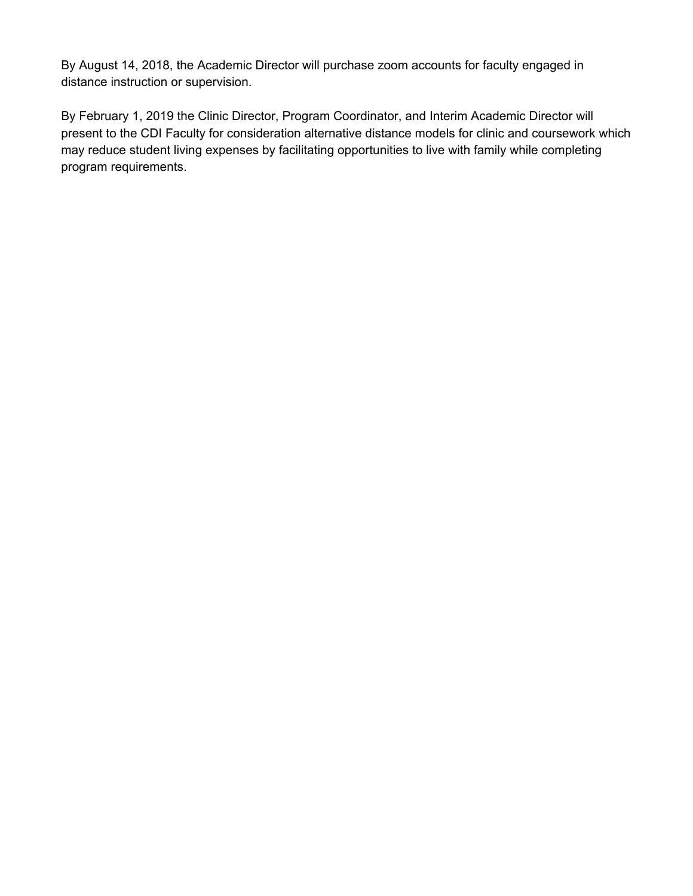By August 14, 2018, the Academic Director will purchase zoom accounts for faculty engaged in distance instruction or supervision.

By February 1, 2019 the Clinic Director, Program Coordinator, and Interim Academic Director will present to the CDI Faculty for consideration alternative distance models for clinic and coursework which may reduce student living expenses by facilitating opportunities to live with family while completing program requirements.